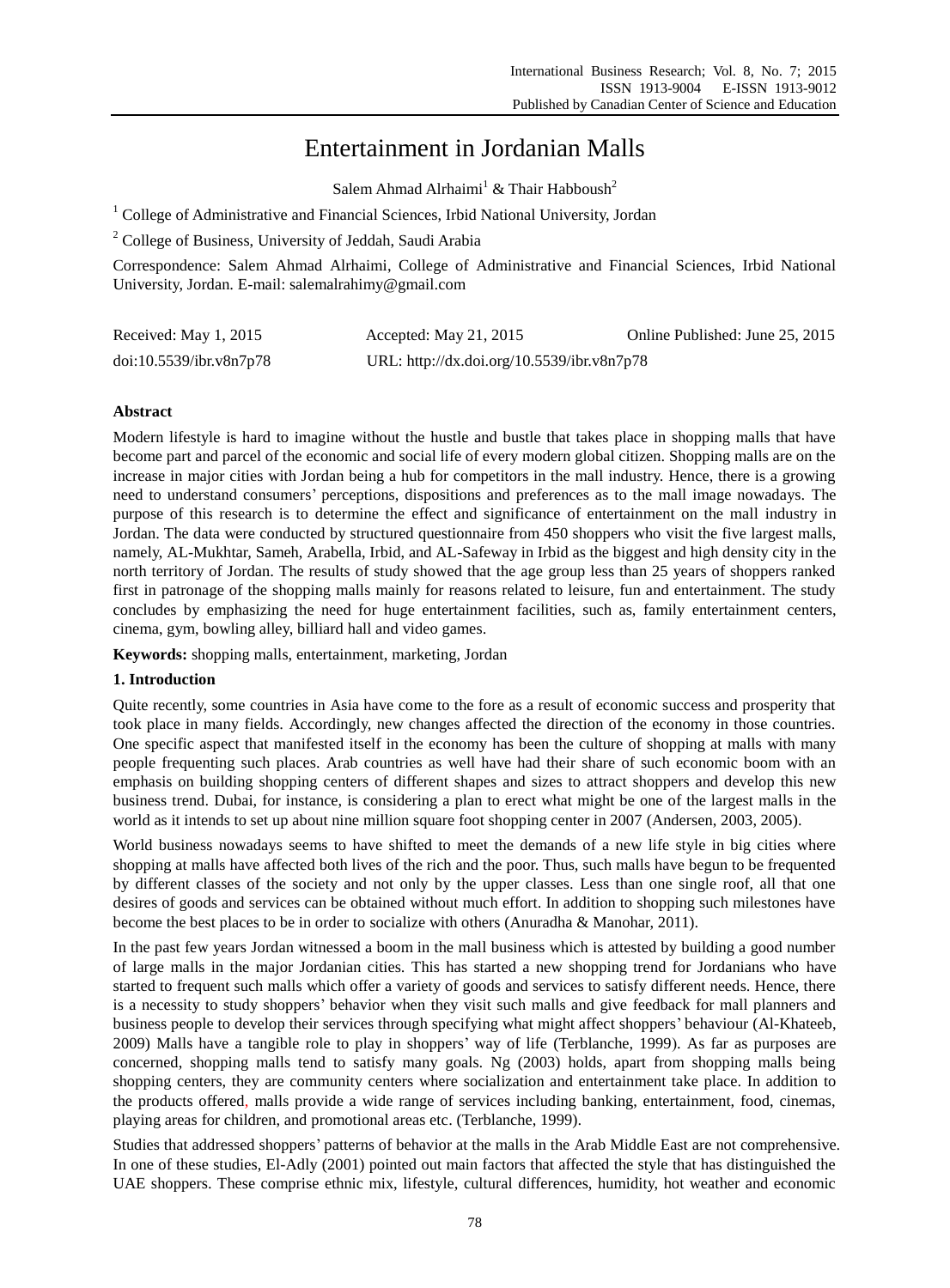# Entertainment in Jordanian Malls

Salem Ahmad Alrhaimi[1] & Thair Habboush[2]

[1] College of Administrative and Financial Sciences, Irbid National University, Jordan

[2] College of Business, University of Jeddah, Saudi Arabia

Correspondence: Salem Ahmad Alrhaimi, College of Administrative and Financial Sciences, Irbid National University, Jordan. E-mail: salemalrahimy@gmail.com

Received: May 1, 2015 Accepted: May 21, 2015 Online Published: June 25, 2015

doi:10.5539/ibr.v8n7p78 URL: http://dx.doi.org/10.5539/ibr.v8n7p78

## Abstract

Modern lifestyle is hard to imagine without the hustle and bustle that takes place in shopping malls that have become part and parcel of the economic and social life of every modern global citizen. Shopping malls are on the increase in major cities with Jordan being a hub for competitors in the mall industry. Hence, there is a growing need to understand consumers' perceptions, dispositions and preferences as to the mall image nowadays. The purpose of this research is to determine the effect and significance of entertainment on the mall industry in Jordan. The data were conducted by structured questionnaire from 450 shoppers who visit the five largest malls, namely, AL-Mukhtar, Sameh, Arabella, Irbid, and AL-Safeway in Irbid as the biggest and high density city in the north territory of Jordan. The results of study showed that the age group less than 25 years of shoppers ranked first in patronage of the shopping malls mainly for reasons related to leisure, fun and entertainment. The study concludes by emphasizing the need for huge entertainment facilities, such as, family entertainment centers, cinema, gym, bowling alley, billiard hall and video games.

**Keywords:** shopping malls, entertainment, marketing, Jordan

## 1. Introduction

Quite recently, some countries in Asia have come to the fore as a result of economic success and prosperity that took place in many fields. Accordingly, new changes affected the direction of the economy in those countries. One specific aspect that manifested itself in the economy has been the culture of shopping at malls with many people frequenting such places. Arab countries as well have had their share of such economic boom with an emphasis on building shopping centers of different shapes and sizes to attract shoppers and develop this new business trend. Dubai, for instance, is considering a plan to erect what might be one of the largest malls in the world as it intends to set up about nine million square foot shopping center in 2007 (Andersen, 2003, 2005).

World business nowadays seems to have shifted to meet the demands of a new life style in big cities where shopping at malls have affected both lives of the rich and the poor. Thus, such malls have begun to be frequented by different classes of the society and not only by the upper classes. Less than one single roof, all that one desires of goods and services can be obtained without much effort. In addition to shopping such milestones have become the best places to be in order to socialize with others (Anuradha & Manohar, 2011).

In the past few years Jordan witnessed a boom in the mall business which is attested by building a good number of large malls in the major Jordanian cities. This has started a new shopping trend for Jordanians who have started to frequent such malls which offer a variety of goods and services to satisfy different needs. Hence, there is a necessity to study shoppers' behavior when they visit such malls and give feedback for mall planners and business people to develop their services through specifying what might affect shoppers' behaviour (Al-Khateeb, 2009) Malls have a tangible role to play in shoppers' way of life (Terblanche, 1999). As far as purposes are concerned, shopping malls tend to satisfy many goals. Ng (2003) holds, apart from shopping malls being shopping centers, they are community centers where socialization and entertainment take place. In addition to the products offered, malls provide a wide range of services including banking, entertainment, food, cinemas, playing areas for children, and promotional areas etc. (Terblanche, 1999).

Studies that addressed shoppers' patterns of behavior at the malls in the Arab Middle East are not comprehensive. In one of these studies, El-Adly (2001) pointed out main factors that affected the style that has distinguished the UAE shoppers. These comprise ethnic mix, lifestyle, cultural differences, humidity, hot weather and economic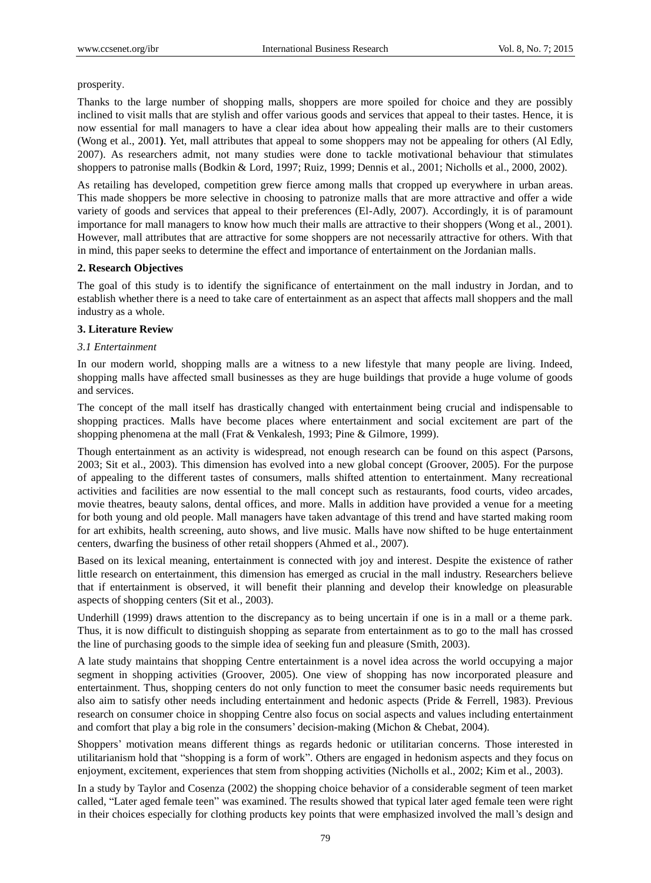prosperity.

Thanks to the large number of shopping malls, shoppers are more spoiled for choice and they are possibly inclined to visit malls that are stylish and offer various goods and services that appeal to their tastes. Hence, it is now essential for mall managers to have a clear idea about how appealing their malls are to their customers (Wong et al., 2001**)**. Yet, mall attributes that appeal to some shoppers may not be appealing for others (Al Edly, 2007). As researchers admit, not many studies were done to tackle motivational behaviour that stimulates shoppers to patronise malls (Bodkin & Lord, 1997; Ruiz, 1999; Dennis et al., 2001; Nicholls et al., 2000, 2002).

As retailing has developed, competition grew fierce among malls that cropped up everywhere in urban areas. This made shoppers be more selective in choosing to patronize malls that are more attractive and offer a wide variety of goods and services that appeal to their preferences (El-Adly, 2007). Accordingly, it is of paramount importance for mall managers to know how much their malls are attractive to their shoppers (Wong et al., 2001). However, mall attributes that are attractive for some shoppers are not necessarily attractive for others. With that in mind, this paper seeks to determine the effect and importance of entertainment on the Jordanian malls.

## 2. Research Objectives

The goal of this study is to identify the significance of entertainment on the mall industry in Jordan, and to establish whether there is a need to take care of entertainment as an aspect that affects mall shoppers and the mall industry as a whole.

## 3. Literature Review

### *3.1 Entertainment*

In our modern world, shopping malls are a witness to a new lifestyle that many people are living. Indeed, shopping malls have affected small businesses as they are huge buildings that provide a huge volume of goods and services.

The concept of the mall itself has drastically changed with entertainment being crucial and indispensable to shopping practices. Malls have become places where entertainment and social excitement are part of the shopping phenomena at the mall (Frat & Venkalesh, 1993; Pine & Gilmore, 1999).

Though entertainment as an activity is widespread, not enough research can be found on this aspect (Parsons, 2003; Sit et al., 2003). This dimension has evolved into a new global concept (Groover, 2005). For the purpose of appealing to the different tastes of consumers, malls shifted attention to entertainment. Many recreational activities and facilities are now essential to the mall concept such as restaurants, food courts, video arcades, movie theatres, beauty salons, dental offices, and more. Malls in addition have provided a venue for a meeting for both young and old people. Mall managers have taken advantage of this trend and have started making room for art exhibits, health screening, auto shows, and live music. Malls have now shifted to be huge entertainment centers, dwarfing the business of other retail shoppers (Ahmed et al., 2007).

Based on its lexical meaning, entertainment is connected with joy and interest. Despite the existence of rather little research on entertainment, this dimension has emerged as crucial in the mall industry. Researchers believe that if entertainment is observed, it will benefit their planning and develop their knowledge on pleasurable aspects of shopping centers (Sit et al., 2003).

Underhill (1999) draws attention to the discrepancy as to being uncertain if one is in a mall or a theme park. Thus, it is now difficult to distinguish shopping as separate from entertainment as to go to the mall has crossed the line of purchasing goods to the simple idea of seeking fun and pleasure (Smith, 2003).

A late study maintains that shopping Centre entertainment is a novel idea across the world occupying a major segment in shopping activities (Groover, 2005). One view of shopping has now incorporated pleasure and entertainment. Thus, shopping centers do not only function to meet the consumer basic needs requirements but also aim to satisfy other needs including entertainment and hedonic aspects (Pride & Ferrell, 1983). Previous research on consumer choice in shopping Centre also focus on social aspects and values including entertainment and comfort that play a big role in the consumers' decision-making (Michon & Chebat, 2004).

Shoppers' motivation means different things as regards hedonic or utilitarian concerns. Those interested in utilitarianism hold that "shopping is a form of work". Others are engaged in hedonism aspects and they focus on enjoyment, excitement, experiences that stem from shopping activities (Nicholls et al., 2002; Kim et al., 2003).

In a study by Taylor and Cosenza (2002) the shopping choice behavior of a considerable segment of teen market called, "Later aged female teen" was examined. The results showed that typical later aged female teen were right in their choices especially for clothing products key points that were emphasized involved the mall's design and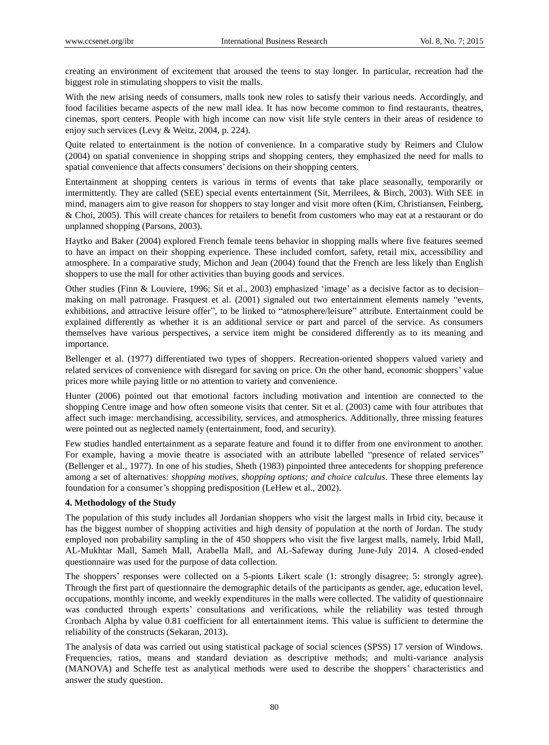creating an environment of excitement that aroused the teens to stay longer. In particular, recreation had the biggest role in stimulating shoppers to visit the malls.

With the new arising needs of consumers, malls took new roles to satisfy their various needs. Accordingly, and food facilities became aspects of the new mall idea. It has now become common to find restaurants, theatres, cinemas, sport centers. People with high income can now visit life style centers in their areas of residence to enjoy such services (Levy & Weitz, 2004, p. 224).

Quite related to entertainment is the notion of convenience. In a comparative study by Reimers and Clulow (2004) on spatial convenience in shopping strips and shopping centers, they emphasized the need for malls to spatial convenience that affects consumers' decisions on their shopping centers.

Entertainment at shopping centers is various in terms of events that take place seasonally, temporarily or intermittently. They are called (SEE) special events entertainment (Sit, Merrilees, & Birch, 2003). With SEE in mind, managers aim to give reason for shoppers to stay longer and visit more often (Kim, Christiansen, Feinberg, & Choi, 2005). This will create chances for retailers to benefit from customers who may eat at a restaurant or do unplanned shopping (Parsons, 2003).

Haytko and Baker (2004) explored French female teens behavior in shopping malls where five features seemed to have an impact on their shopping experience. These included comfort, safety, retail mix, accessibility and atmosphere. In a comparative study, Michon and Jean (2004) found that the French are less likely than English shoppers to use the mall for other activities than buying goods and services.

Other studies (Finn & Louviere, 1996; Sit et al., 2003) emphasized 'image' as a decisive factor as to decision–making on mall patronage. Frasquest et al. (2001) signaled out two entertainment elements namely "events, exhibitions, and attractive leisure offer", to be linked to "atmosphere/leisure" attribute. Entertainment could be explained differently as whether it is an additional service or part and parcel of the service. As consumers themselves have various perspectives, a service item might be considered differently as to its meaning and importance.

Bellenger et al. (1977) differentiated two types of shoppers. Recreation-oriented shoppers valued variety and related services of convenience with disregard for saving on price. On the other hand, economic shoppers' value prices more while paying little or no attention to variety and convenience.

Hunter (2006) pointed out that emotional factors including motivation and intention are connected to the shopping Centre image and how often someone visits that center. Sit et al. (2003) came with four attributes that affect such image: merchandising, accessibility, services, and atmospherics. Additionally, three missing features were pointed out as neglected namely (entertainment, food, and security).

Few studies handled entertainment as a separate feature and found it to differ from one environment to another. For example, having a movie theatre is associated with an attribute labelled "presence of related services" (Bellenger et al., 1977). In one of his studies, Sheth (1983) pinpointed three antecedents for shopping preference among a set of alternatives: *shopping motives, shopping options; and choice calculus*. These three elements lay foundation for a consumer's shopping predisposition (LeHew et al., 2002).

## 4. Methodology of the Study

The population of this study includes all Jordanian shoppers who visit the largest malls in Irbid city, because it has the biggest number of shopping activities and high density of population at the north of Jordan. The study employed non probability sampling in the of 450 shoppers who visit the five largest malls, namely, Irbid Mall, AL-Mukhtar Mall, Sameh Mall, Arabella Mall, and AL-Safeway during June-July 2014. A closed-ended questionnaire was used for the purpose of data collection.

The shoppers' responses were collected on a 5-pionts Likert scale (1: strongly disagree; 5: strongly agree). Through the first part of questionnaire the demographic details of the participants as gender, age, education level, occupations, monthly income, and weekly expenditures in the malls were collected. The validity of questionnaire was conducted through experts' consultations and verifications, while the reliability was tested through Cronbach Alpha by value 0.81 coefficient for all entertainment items. This value is sufficient to determine the reliability of the constructs (Sekaran, 2013).

The analysis of data was carried out using statistical package of social sciences (SPSS) 17 version of Windows. Frequencies, ratios, means and standard deviation as descriptive methods; and multi-variance analysis (MANOVA) and Scheffe test as analytical methods were used to describe the shoppers' characteristics and answer the study question.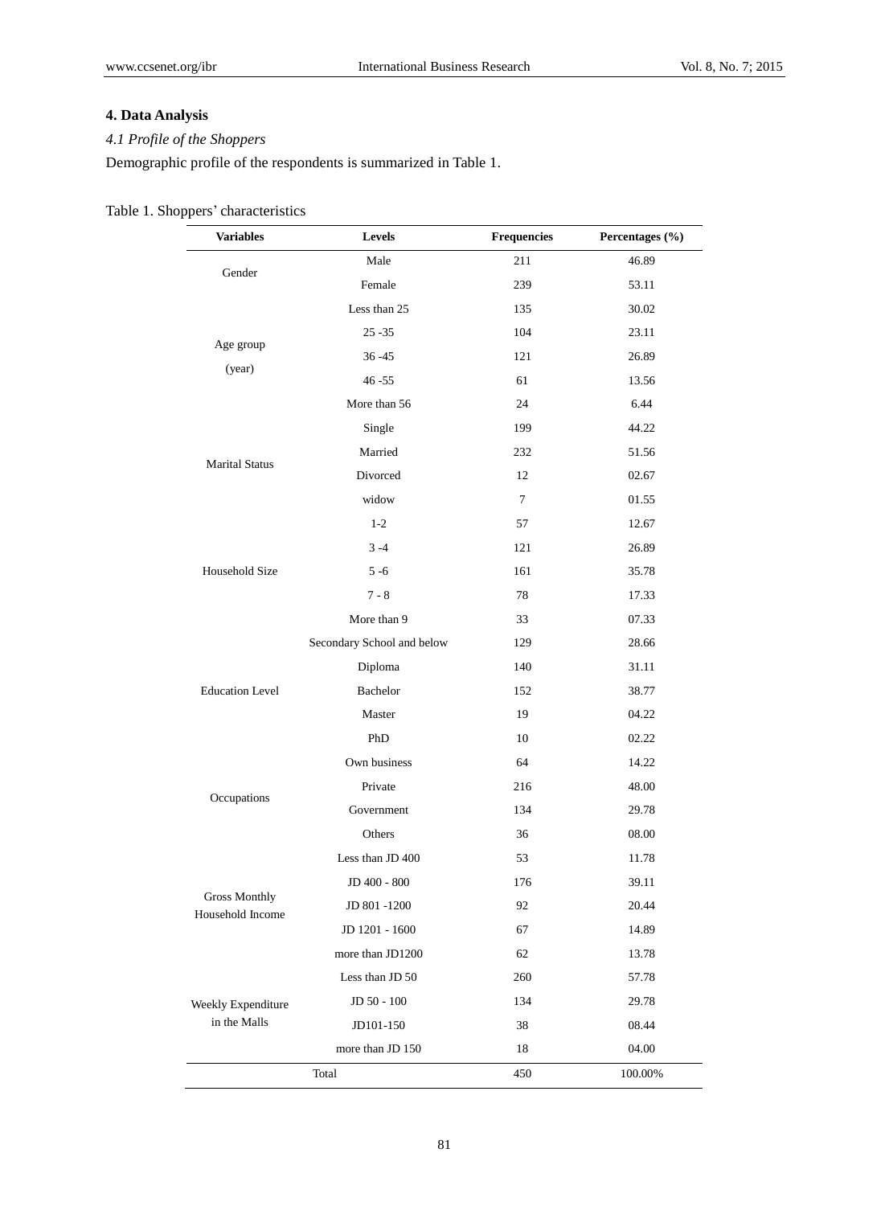## 4. Data Analysis

### *4.1 Profile of the Shoppers*

Demographic profile of the respondents is summarized in Table 1.

Table 1. Shoppers' characteristics

| Variables | Levels | Frequencies | Percentages (%) |
|---|---|---|---|
| Gender | Male | 211 | 46.89 |
| | Female | 239 | 53.11 |
| Age group (year) | Less than 25 | 135 | 30.02 |
| | 25 -35 | 104 | 23.11 |
| | 36 -45 | 121 | 26.89 |
| | 46 -55 | 61 | 13.56 |
| | More than 56 | 24 | 6.44 |
| Marital Status | Single | 199 | 44.22 |
| | Married | 232 | 51.56 |
| | Divorced | 12 | 02.67 |
| | widow | 7 | 01.55 |
| Household Size | 1-2 | 57 | 12.67 |
| | 3 -4 | 121 | 26.89 |
| | 5 -6 | 161 | 35.78 |
| | 7 - 8 | 78 | 17.33 |
| | More than 9 | 33 | 07.33 |
| Education Level | Secondary School and below | 129 | 28.66 |
| | Diploma | 140 | 31.11 |
| | Bachelor | 152 | 38.77 |
| | Master | 19 | 04.22 |
| | PhD | 10 | 02.22 |
| Occupations | Own business | 64 | 14.22 |
| | Private | 216 | 48.00 |
| | Government | 134 | 29.78 |
| | Others | 36 | 08.00 |
| Gross Monthly Household Income | Less than JD 400 | 53 | 11.78 |
| | JD 400 - 800 | 176 | 39.11 |
| | JD 801 -1200 | 92 | 20.44 |
| | JD 1201 - 1600 | 67 | 14.89 |
| | more than JD1200 | 62 | 13.78 |
| Weekly Expenditure in the Malls | Less than JD 50 | 260 | 57.78 |
| | JD 50 - 100 | 134 | 29.78 |
| | JD101-150 | 38 | 08.44 |
| | more than JD 150 | 18 | 04.00 |
| Total | | 450 | 100.00% |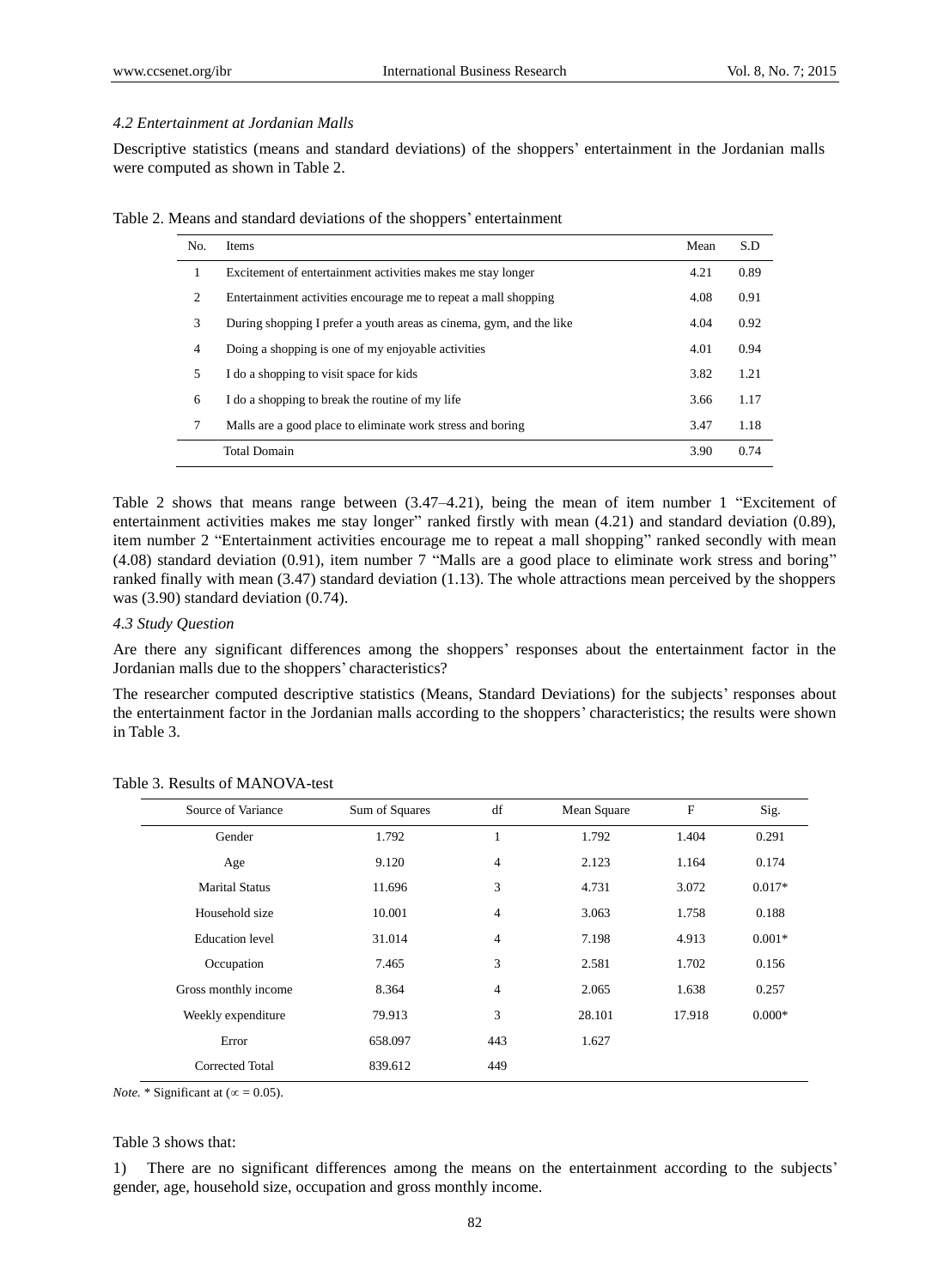### *4.2 Entertainment at Jordanian Malls*

Descriptive statistics (means and standard deviations) of the shoppers' entertainment in the Jordanian malls were computed as shown in Table 2.

Table 2. Means and standard deviations of the shoppers' entertainment

| No. | Items | Mean | S.D |
|---|---|---|---|
| 1 | Excitement of entertainment activities makes me stay longer | 4.21 | 0.89 |
| 2 | Entertainment activities encourage me to repeat a mall shopping | 4.08 | 0.91 |
| 3 | During shopping I prefer a youth areas as cinema, gym, and the like | 4.04 | 0.92 |
| 4 | Doing a shopping is one of my enjoyable activities | 4.01 | 0.94 |
| 5 | I do a shopping to visit space for kids | 3.82 | 1.21 |
| 6 | I do a shopping to break the routine of my life | 3.66 | 1.17 |
| 7 | Malls are a good place to eliminate work stress and boring | 3.47 | 1.18 |
| | Total Domain | 3.90 | 0.74 |

Table 2 shows that means range between (3.47–4.21), being the mean of item number 1 "Excitement of entertainment activities makes me stay longer" ranked firstly with mean (4.21) and standard deviation (0.89), item number 2 "Entertainment activities encourage me to repeat a mall shopping" ranked secondly with mean (4.08) standard deviation (0.91), item number 7 "Malls are a good place to eliminate work stress and boring" ranked finally with mean (3.47) standard deviation (1.13). The whole attractions mean perceived by the shoppers was (3.90) standard deviation (0.74).

### *4.3 Study Question*

Are there any significant differences among the shoppers' responses about the entertainment factor in the Jordanian malls due to the shoppers' characteristics?

The researcher computed descriptive statistics (Means, Standard Deviations) for the subjects' responses about the entertainment factor in the Jordanian malls according to the shoppers' characteristics; the results were shown in Table 3.

Table 3. Results of MANOVA-test

| Source of Variance | Sum of Squares | df | Mean Square | F | Sig. |
|---|---|---|---|---|---|
| Gender | 1.792 | 1 | 1.792 | 1.404 | 0.291 |
| Age | 9.120 | 4 | 2.123 | 1.164 | 0.174 |
| Marital Status | 11.696 | 3 | 4.731 | 3.072 | 0.017* |
| Household size | 10.001 | 4 | 3.063 | 1.758 | 0.188 |
| Education level | 31.014 | 4 | 7.198 | 4.913 | 0.001* |
| Occupation | 7.465 | 3 | 2.581 | 1.702 | 0.156 |
| Gross monthly income | 8.364 | 4 | 2.065 | 1.638 | 0.257 |
| Weekly expenditure | 79.913 | 3 | 28.101 | 17.918 | 0.000* |
| Error | 658.097 | 443 | 1.627 | | |
| Corrected Total | 839.612 | 449 | | | |

*Note.* * Significant at ($\propto = 0.05$).

Table 3 shows that:

1) There are no significant differences among the means on the entertainment according to the subjects' gender, age, household size, occupation and gross monthly income.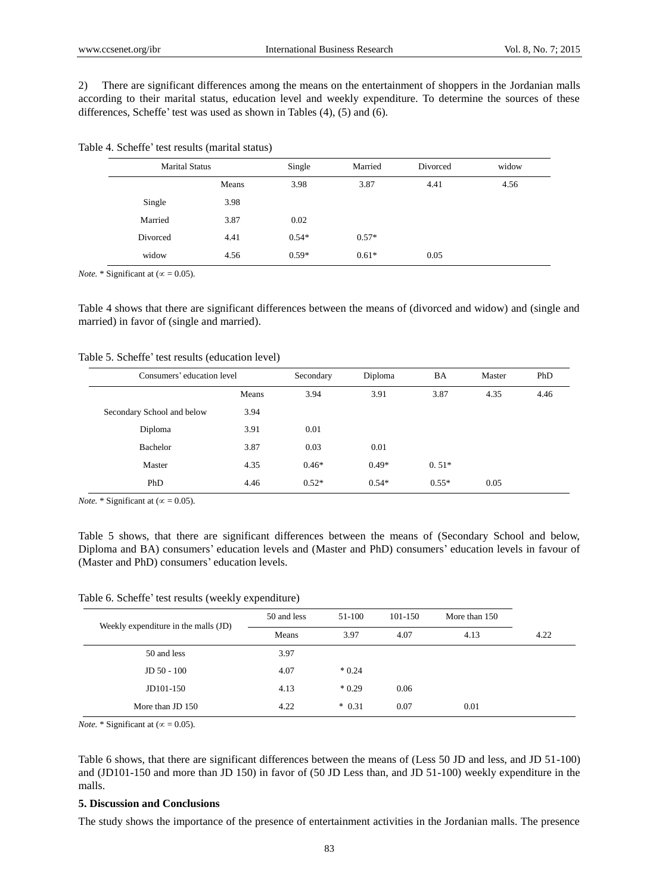2) There are significant differences among the means on the entertainment of shoppers in the Jordanian malls according to their marital status, education level and weekly expenditure. To determine the sources of these differences, Scheffe' test was used as shown in Tables (4), (5) and (6).

Table 4. Scheffe' test results (marital status)

| Marital Status | | Single | Married | Divorced | widow |
|---|---|---|---|---|---|
| | Means | 3.98 | 3.87 | 4.41 | 4.56 |
| Single | 3.98 | | | | |
| Married | 3.87 | 0.02 | | | |
| Divorced | 4.41 | 0.54* | 0.57* | | |
| widow | 4.56 | 0.59* | 0.61* | 0.05 | |

*Note.* * Significant at (∝ = 0.05).

Table 4 shows that there are significant differences between the means of (divorced and widow) and (single and married) in favor of (single and married).

Table 5. Scheffe' test results (education level)

| Consumers' education level | | Secondary | Diploma | BA | Master | PhD |
|---|---|---|---|---|---|---|
| | Means | 3.94 | 3.91 | 3.87 | 4.35 | 4.46 |
| Secondary School and below | 3.94 | | | | | |
| Diploma | 3.91 | 0.01 | | | | |
| Bachelor | 3.87 | 0.03 | 0.01 | | | |
| Master | 4.35 | 0.46* | 0.49* | 0. 51* | | |
| PhD | 4.46 | 0.52* | 0.54* | 0.55* | 0.05 | |

*Note.* * Significant at (∝ = 0.05).

Table 5 shows, that there are significant differences between the means of (Secondary School and below, Diploma and BA) consumers' education levels and (Master and PhD) consumers' education levels in favour of (Master and PhD) consumers' education levels.

Table 6. Scheffe' test results (weekly expenditure)

| Weekly expenditure in the malls (JD) | 50 and less | 51-100 | 101-150 | More than 150 | |
|---|---|---|---|---|---|
| | Means | 3.97 | 4.07 | 4.13 | 4.22 |
| 50 and less | 3.97 | | | | |
| JD 50 - 100 | 4.07 | * 0.24 | | | |
| JD101-150 | 4.13 | * 0.29 | 0.06 | | |
| More than JD 150 | 4.22 | * 0.31 | 0.07 | 0.01 | |

*Note.* * Significant at (∝ = 0.05).

Table 6 shows, that there are significant differences between the means of (Less 50 JD and less, and JD 51-100) and (JD101-150 and more than JD 150) in favor of (50 JD Less than, and JD 51-100) weekly expenditure in the malls.

**5. Discussion and Conclusions**

The study shows the importance of the presence of entertainment activities in the Jordanian malls. The presence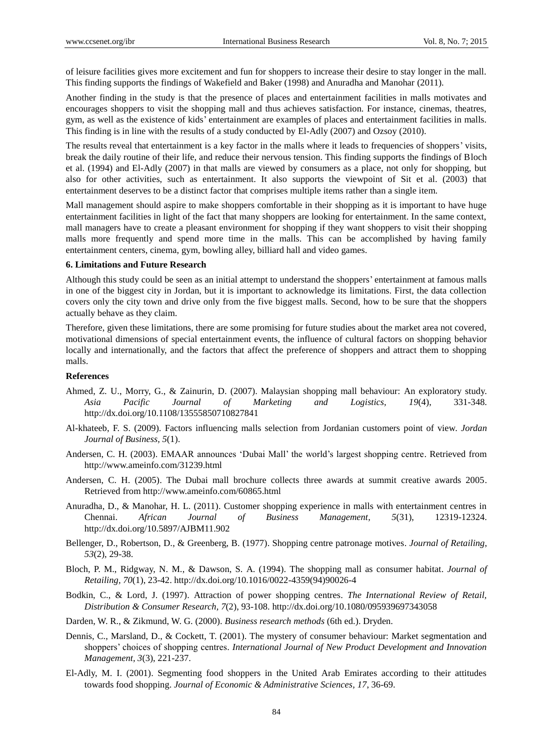of leisure facilities gives more excitement and fun for shoppers to increase their desire to stay longer in the mall. This finding supports the findings of Wakefield and Baker (1998) and Anuradha and Manohar (2011).

Another finding in the study is that the presence of places and entertainment facilities in malls motivates and encourages shoppers to visit the shopping mall and thus achieves satisfaction. For instance, cinemas, theatres, gym, as well as the existence of kids' entertainment are examples of places and entertainment facilities in malls. This finding is in line with the results of a study conducted by El-Adly (2007) and Ozsoy (2010).

The results reveal that entertainment is a key factor in the malls where it leads to frequencies of shoppers' visits, break the daily routine of their life, and reduce their nervous tension. This finding supports the findings of Bloch et al. (1994) and El-Adly (2007) in that malls are viewed by consumers as a place, not only for shopping, but also for other activities, such as entertainment. It also supports the viewpoint of Sit et al. (2003) that entertainment deserves to be a distinct factor that comprises multiple items rather than a single item.

Mall management should aspire to make shoppers comfortable in their shopping as it is important to have huge entertainment facilities in light of the fact that many shoppers are looking for entertainment. In the same context, mall managers have to create a pleasant environment for shopping if they want shoppers to visit their shopping malls more frequently and spend more time in the malls. This can be accomplished by having family entertainment centers, cinema, gym, bowling alley, billiard hall and video games.

## 6. Limitations and Future Research

Although this study could be seen as an initial attempt to understand the shoppers' entertainment at famous malls in one of the biggest city in Jordan, but it is important to acknowledge its limitations. First, the data collection covers only the city town and drive only from the five biggest malls. Second, how to be sure that the shoppers actually behave as they claim.

Therefore, given these limitations, there are some promising for future studies about the market area not covered, motivational dimensions of special entertainment events, the influence of cultural factors on shopping behavior locally and internationally, and the factors that affect the preference of shoppers and attract them to shopping malls.

## References

Ahmed, Z. U., Morry, G., & Zainurin, D. (2007). Malaysian shopping mall behaviour: An exploratory study. *Asia Pacific Journal of Marketing and Logistics, 19*(4), 331-348. http://dx.doi.org/10.1108/13555850710827841

Al-khateeb, F. S. (2009). Factors influencing malls selection from Jordanian customers point of view. *Jordan Journal of Business, 5*(1).

Andersen, C. H. (2003). EMAAR announces 'Dubai Mall' the world's largest shopping centre. Retrieved from http://www.ameinfo.com/31239.html

Andersen, C. H. (2005). The Dubai mall brochure collects three awards at summit creative awards 2005. Retrieved from http://www.ameinfo.com/60865.html

Anuradha, D., & Manohar, H. L. (2011). Customer shopping experience in malls with entertainment centres in Chennai. *African Journal of Business Management, 5*(31), 12319-12324. http://dx.doi.org/10.5897/AJBM11.902

Bellenger, D., Robertson, D., & Greenberg, B. (1977). Shopping centre patronage motives. *Journal of Retailing, 53*(2), 29-38.

Bloch, P. M., Ridgway, N. M., & Dawson, S. A. (1994). The shopping mall as consumer habitat. *Journal of Retailing, 70*(1), 23-42. http://dx.doi.org/10.1016/0022-4359(94)90026-4

Bodkin, C., & Lord, J. (1997). Attraction of power shopping centres. *The International Review of Retail, Distribution & Consumer Research, 7*(2), 93-108. http://dx.doi.org/10.1080/095939697343058

Darden, W. R., & Zikmund, W. G. (2000). *Business research methods* (6th ed.). Dryden.

Dennis, C., Marsland, D., & Cockett, T. (2001). The mystery of consumer behaviour: Market segmentation and shoppers' choices of shopping centres. *International Journal of New Product Development and Innovation Management, 3*(3), 221-237.

El-Adly, M. I. (2001). Segmenting food shoppers in the United Arab Emirates according to their attitudes towards food shopping. *Journal of Economic & Administrative Sciences, 17*, 36-69.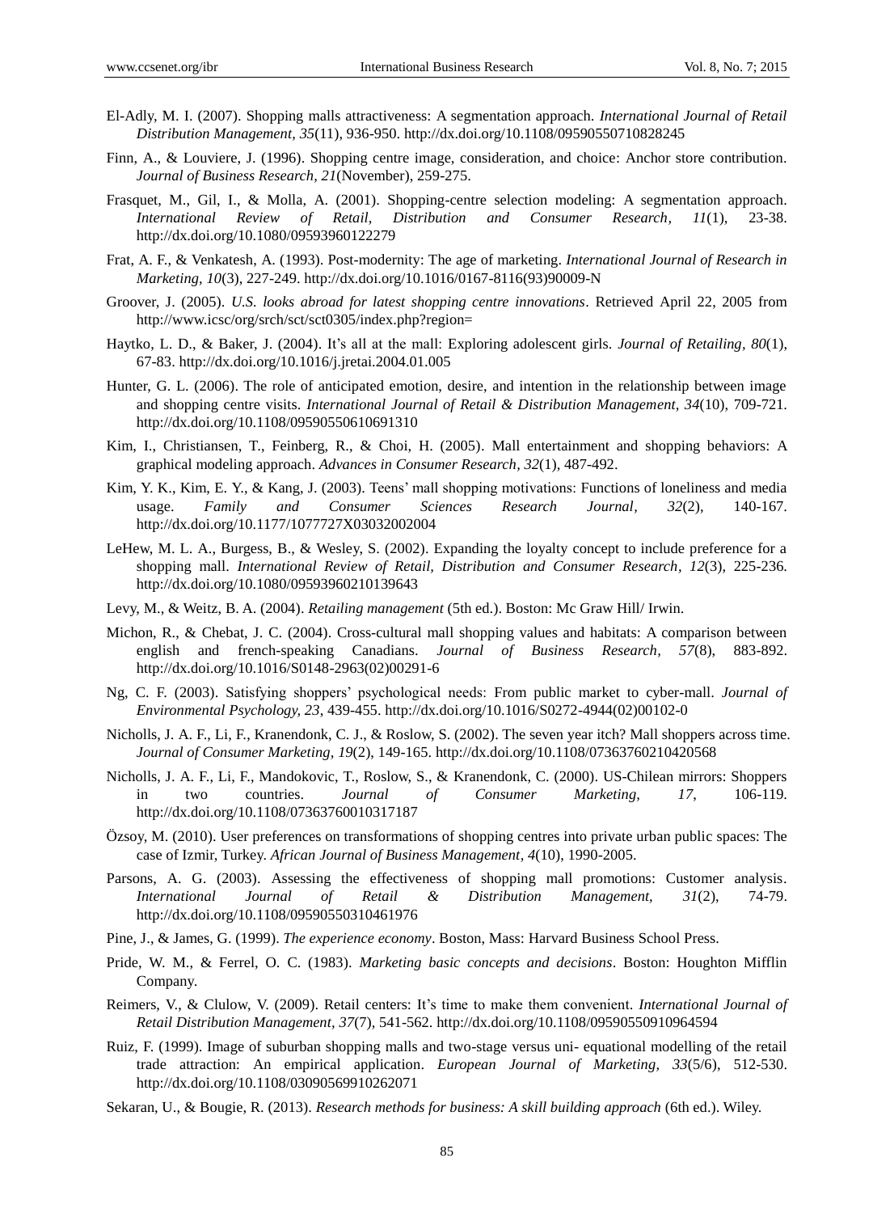El-Adly, M. I. (2007). Shopping malls attractiveness: A segmentation approach. *International Journal of Retail Distribution Management*, *35*(11), 936-950. http://dx.doi.org/10.1108/09590550710828245

Finn, A., & Louviere, J. (1996). Shopping centre image, consideration, and choice: Anchor store contribution. *Journal of Business Research*, *21*(November), 259-275.

Frasquet, M., Gil, I., & Molla, A. (2001). Shopping-centre selection modeling: A segmentation approach. *International Review of Retail, Distribution and Consumer Research, 11*(1), 23-38. http://dx.doi.org/10.1080/09593960122279

Frat, A. F., & Venkatesh, A. (1993). Post-modernity: The age of marketing. *International Journal of Research in Marketing, 10*(3), 227-249. http://dx.doi.org/10.1016/0167-8116(93)90009-N

Groover, J. (2005). *U.S. looks abroad for latest shopping centre innovations*. Retrieved April 22, 2005 from http://www.icsc/org/srch/sct/sct0305/index.php?region=

Haytko, L. D., & Baker, J. (2004). It's all at the mall: Exploring adolescent girls. *Journal of Retailing, 80*(1), 67-83. http://dx.doi.org/10.1016/j.jretai.2004.01.005

Hunter, G. L. (2006). The role of anticipated emotion, desire, and intention in the relationship between image and shopping centre visits. *International Journal of Retail & Distribution Management*, *34*(10), 709-721. http://dx.doi.org/10.1108/09590550610691310

Kim, I., Christiansen, T., Feinberg, R., & Choi, H. (2005). Mall entertainment and shopping behaviors: A graphical modeling approach. *Advances in Consumer Research, 32*(1), 487-492.

Kim, Y. K., Kim, E. Y., & Kang, J. (2003). Teens' mall shopping motivations: Functions of loneliness and media usage. *Family and Consumer Sciences Research Journal, 32*(2), 140-167. http://dx.doi.org/10.1177/1077727X03032002004

LeHew, M. L. A., Burgess, B., & Wesley, S. (2002). Expanding the loyalty concept to include preference for a shopping mall. *International Review of Retail, Distribution and Consumer Research*, *12*(3), 225-236. http://dx.doi.org/10.1080/09593960210139643

Levy, M., & Weitz, B. A. (2004). *Retailing management* (5th ed.). Boston: Mc Graw Hill/ Irwin.

Michon, R., & Chebat, J. C. (2004). Cross-cultural mall shopping values and habitats: A comparison between english and french-speaking Canadians. *Journal of Business Research*, *57*(8), 883-892. http://dx.doi.org/10.1016/S0148-2963(02)00291-6

Ng, C. F. (2003). Satisfying shoppers' psychological needs: From public market to cyber-mall. *Journal of Environmental Psychology, 23*, 439-455. http://dx.doi.org/10.1016/S0272-4944(02)00102-0

Nicholls, J. A. F., Li, F., Kranendonk, C. J., & Roslow, S. (2002). The seven year itch? Mall shoppers across time. *Journal of Consumer Marketing, 19*(2), 149-165. http://dx.doi.org/10.1108/07363760210420568

Nicholls, J. A. F., Li, F., Mandokovic, T., Roslow, S., & Kranendonk, C. (2000). US-Chilean mirrors: Shoppers in two countries. *Journal of Consumer Marketing*, *17*, 106-119. http://dx.doi.org/10.1108/07363760010317187

Özsoy, M. (2010). User preferences on transformations of shopping centres into private urban public spaces: The case of Izmir, Turkey. *African Journal of Business Management*, *4*(10), 1990-2005.

Parsons, A. G. (2003). Assessing the effectiveness of shopping mall promotions: Customer analysis. *International Journal of Retail & Distribution Management, 31*(2), 74-79. http://dx.doi.org/10.1108/09590550310461976

Pine, J., & James, G. (1999). *The experience economy*. Boston, Mass: Harvard Business School Press.

Pride, W. M., & Ferrel, O. C. (1983). *Marketing basic concepts and decisions*. Boston: Houghton Mifflin Company.

Reimers, V., & Clulow, V. (2009). Retail centers: It's time to make them convenient. *International Journal of Retail Distribution Management*, *37*(7), 541-562. http://dx.doi.org/10.1108/09590550910964594

Ruiz, F. (1999). Image of suburban shopping malls and two-stage versus uni- equational modelling of the retail trade attraction: An empirical application. *European Journal of Marketing, 33*(5/6), 512-530. http://dx.doi.org/10.1108/03090569910262071

Sekaran, U., & Bougie, R. (2013). *Research methods for business: A skill building approach* (6th ed.). Wiley.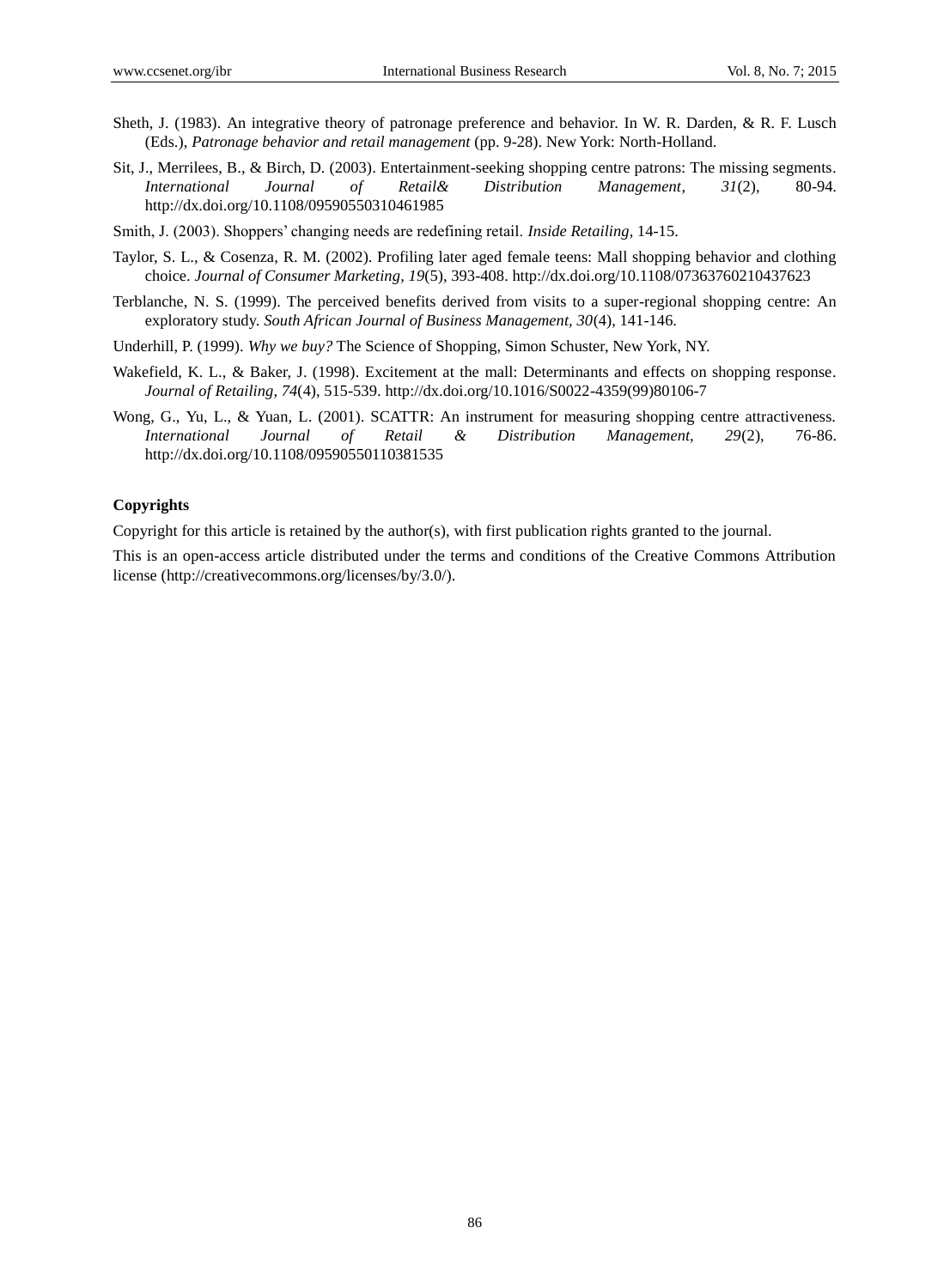Sheth, J. (1983). An integrative theory of patronage preference and behavior. In W. R. Darden, & R. F. Lusch (Eds.), *Patronage behavior and retail management* (pp. 9-28). New York: North-Holland.

Sit, J., Merrilees, B., & Birch, D. (2003). Entertainment-seeking shopping centre patrons: The missing segments. *International Journal of Retail& Distribution Management*, *31*(2), 80-94. http://dx.doi.org/10.1108/09590550310461985

Smith, J. (2003). Shoppers' changing needs are redefining retail. *Inside Retailing*, 14-15.

Taylor, S. L., & Cosenza, R. M. (2002). Profiling later aged female teens: Mall shopping behavior and clothing choice. *Journal of Consumer Marketing, 19*(5), 393-408. http://dx.doi.org/10.1108/07363760210437623

Terblanche, N. S. (1999). The perceived benefits derived from visits to a super-regional shopping centre: An exploratory study. *South African Journal of Business Management, 30*(4), 141-146.

Underhill, P. (1999). *Why we buy?* The Science of Shopping, Simon Schuster, New York, NY.

Wakefield, K. L., & Baker, J. (1998). Excitement at the mall: Determinants and effects on shopping response. *Journal of Retailing, 74*(4), 515-539. http://dx.doi.org/10.1016/S0022-4359(99)80106-7

Wong, G., Yu, L., & Yuan, L. (2001). SCATTR: An instrument for measuring shopping centre attractiveness. *International Journal of Retail & Distribution Management, 29*(2), 76-86. http://dx.doi.org/10.1108/09590550110381535

**Copyrights**

Copyright for this article is retained by the author(s), with first publication rights granted to the journal.

This is an open-access article distributed under the terms and conditions of the Creative Commons Attribution license (http://creativecommons.org/licenses/by/3.0/).